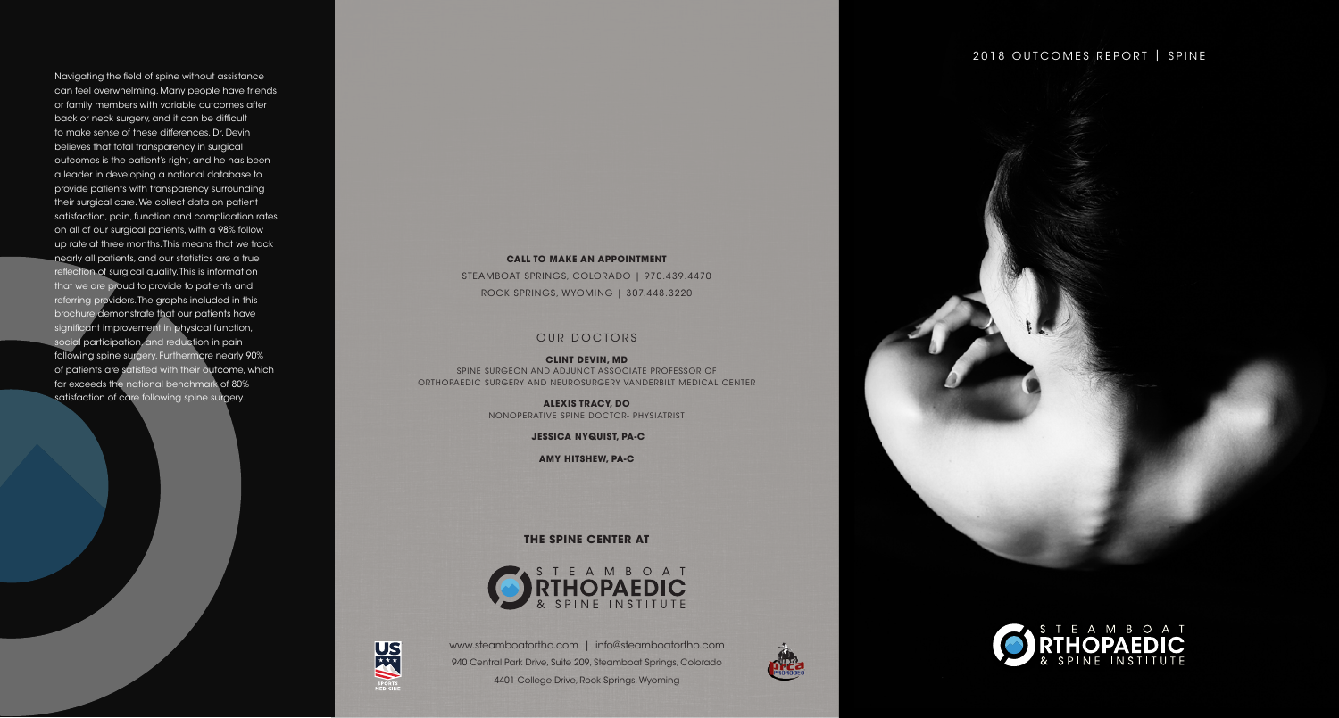# 2018 OUTCOMES REPORT | SPINE

Navigating the field of spine without assistance can feel overwhelming. Many people have friends or family members with variable outcomes after back or neck surgery, and it can be difficult to make sense of these differences. Dr. Devin believes that total transparency in surgical outcomes is the patient's right, and he has been a leader in developing a national database to provide patients with transparency surrounding their surgical care. We collect data on patient satisfaction, pain, function and complication rates on all of our surgical patients, with a 98% follow up rate at three months. This means that we track nearly all patients, and our statistics are a true reflection of surgical quality. This is information that we are proud to provide to patients and referring providers. The graphs included in this brochure demonstrate that our patients have significant improvement in physical function, social participation, and reduction in pain following spine surgery. Furthermore nearly 90% of patients are satisfied with their outcome, which far exceeds the national benchmark of 80% satisfaction of care following spine surgery.

**CALL TO MAKE AN APPOINTMENT**

STEAMBOAT SPRINGS, COLORADO | 970.439.4470

ROCK SPRINGS, WYOMING | 307.448.3220

## OUR DOCTORS

**CLINT DEVIN, MD**
SPINE SURGEON AND ADJUNCT ASSOCIATE PROFESSOR OF ORTHOPAEDIC SURGERY AND NEUROSURGERY VANDERBILT MEDICAL CENTER

**ALEXIS TRACY, DO**
NONOPERATIVE SPINE DOCTOR- PHYSIATRIST

**JESSICA NYQUIST, PA-C**

**AMY HITSHEW, PA-C**

**THE SPINE CENTER AT**

STEAMBOAT ORTHOPAEDIC & SPINE INSTITUTE

www.steamboatortho.com | info@steamboatortho.com

940 Central Park Drive, Suite 209, Steamboat Springs, Colorado

4401 College Drive, Rock Springs, Wyoming

STEAMBOAT ORTHOPAEDIC & SPINE INSTITUTE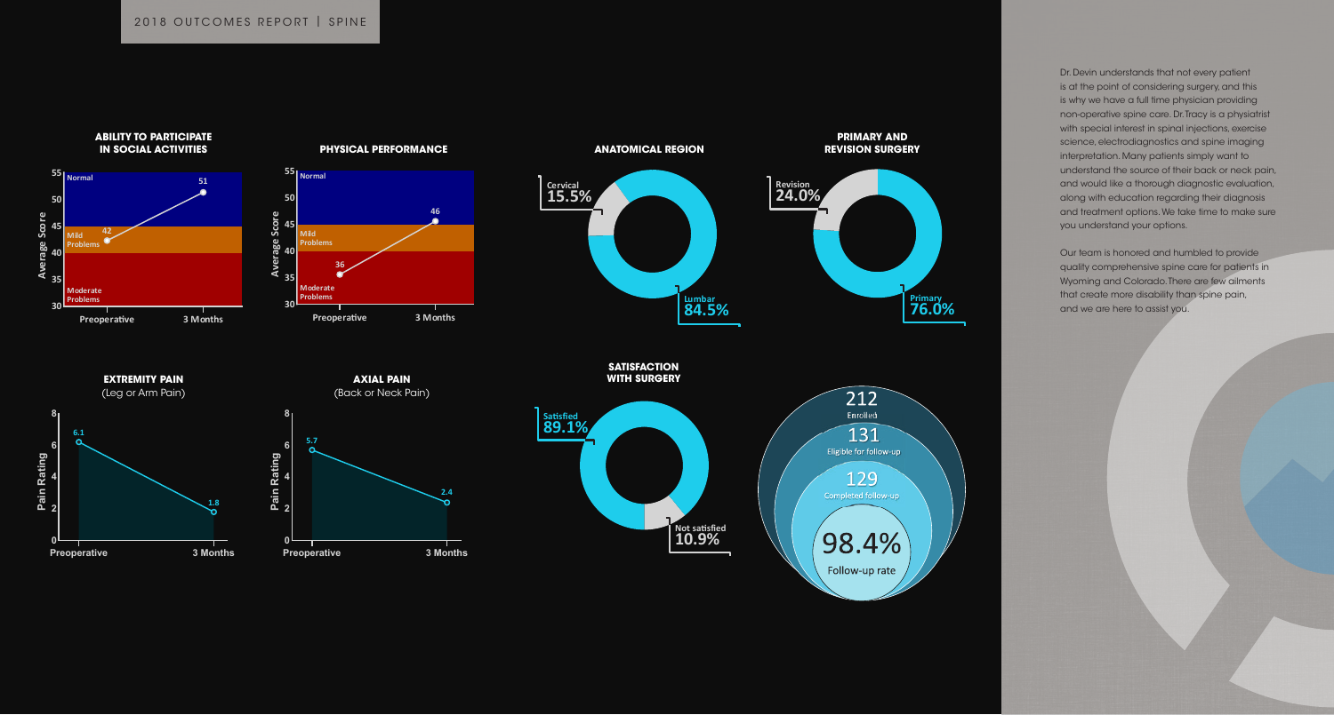### ABILITY TO PARTICIPATE IN SOCIAL ACTIVITIES

Average Score

55
50
45
40
35
30

Normal
Mild Problems
Moderate Problems

42
51

Preoperative
3 Months

### PHYSICAL PERFORMANCE

Average Score

55
50
45
40
35
30

Normal
Mild Problems
Moderate Problems

36
46

Preoperative
3 Months

### ANATOMICAL REGION

Cervical 15.5%

Lumbar 84.5%

### PRIMARY AND REVISION SURGERY

Revision 24.0%

Primary 76.0%

### EXTREMITY PAIN
(Leg or Arm Pain)

Pain Rating

8
6
4
2
0

6.1
1.8

Preoperative
3 Months

### AXIAL PAIN
(Back or Neck Pain)

Pain Rating

8
6
4
2
0

5.7
2.4

Preoperative
3 Months

### SATISFACTION WITH SURGERY

Satisfied 89.1%

Not satisfied 10.9%

212 Enrolled

131 Eligible for follow-up

129 Completed follow-up

98.4% Follow-up rate

Dr. Devin understands that not every patient is at the point of considering surgery, and this is why we have a full time physician providing non-operative spine care. Dr. Tracy is a physiatrist with special interest in spinal injections, exercise science, electrodiagnostics and spine imaging interpretation. Many patients simply want to understand the source of their back or neck pain, and would like a thorough diagnostic evaluation, along with education regarding their diagnosis and treatment options. We take time to make sure you understand your options.

Our team is honored and humbled to provide quality comprehensive spine care for patients in Wyoming and Colorado. There are few ailments that create more disability than spine pain, and we are here to assist you.